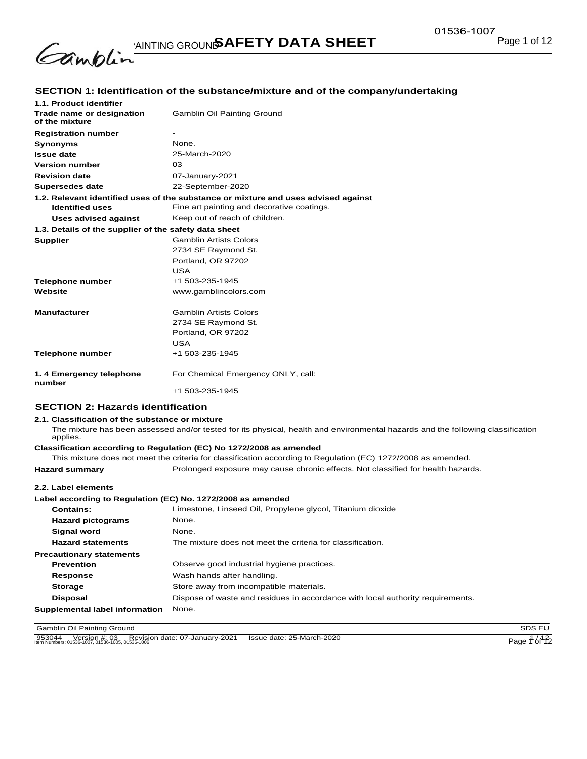# SAFETY DATA SHEET

## SECTION 1: Identification of the substance/mixture and of the company/undertaking

**1.1. Product identifier**

| | |
|---|---|
| **Trade name or designation of the mixture** | Gamblin Oil Painting Ground |
| **Registration number** | - |
| **Synonyms** | None. |
| **Issue date** | 25-March-2020 |
| **Version number** | 03 |
| **Revision date** | 07-January-2021 |
| **Supersedes date** | 22-September-2020 |

**1.2. Relevant identified uses of the substance or mixture and uses advised against**

| | |
|---|---|
| **Identified uses** | Fine art painting and decorative coatings. |
| **Uses advised against** | Keep out of reach of children. |

**1.3. Details of the supplier of the safety data sheet**

| | |
|---|---|
| **Supplier** | Gamblin Artists Colors<br>2734 SE Raymond St.<br>Portland, OR 97202<br>USA |
| **Telephone number** | +1 503-235-1945 |
| **Website** | www.gamblincolors.com |
| **Manufacturer** | Gamblin Artists Colors<br>2734 SE Raymond St.<br>Portland, OR 97202<br>USA |
| **Telephone number** | +1 503-235-1945 |
| **1. 4 Emergency telephone number** | For Chemical Emergency ONLY, call:<br>+1 503-235-1945 |

## SECTION 2: Hazards identification

**2.1. Classification of the substance or mixture**

The mixture has been assessed and/or tested for its physical, health and environmental hazards and the following classification applies.

**Classification according to Regulation (EC) No 1272/2008 as amended**

This mixture does not meet the criteria for classification according to Regulation (EC) 1272/2008 as amended.

| | |
|---|---|
| **Hazard summary** | Prolonged exposure may cause chronic effects. Not classified for health hazards. |

**2.2. Label elements**

**Label according to Regulation (EC) No. 1272/2008 as amended**

| | |
|---|---|
| **Contains:** | Limestone, Linseed Oil, Propylene glycol, Titanium dioxide |
| **Hazard pictograms** | None. |
| **Signal word** | None. |
| **Hazard statements** | The mixture does not meet the criteria for classification. |

**Precautionary statements**

| | |
|---|---|
| **Prevention** | Observe good industrial hygiene practices. |
| **Response** | Wash hands after handling. |
| **Storage** | Store away from incompatible materials. |
| **Disposal** | Dispose of waste and residues in accordance with local authority requirements. |
| **Supplemental label information** | None. |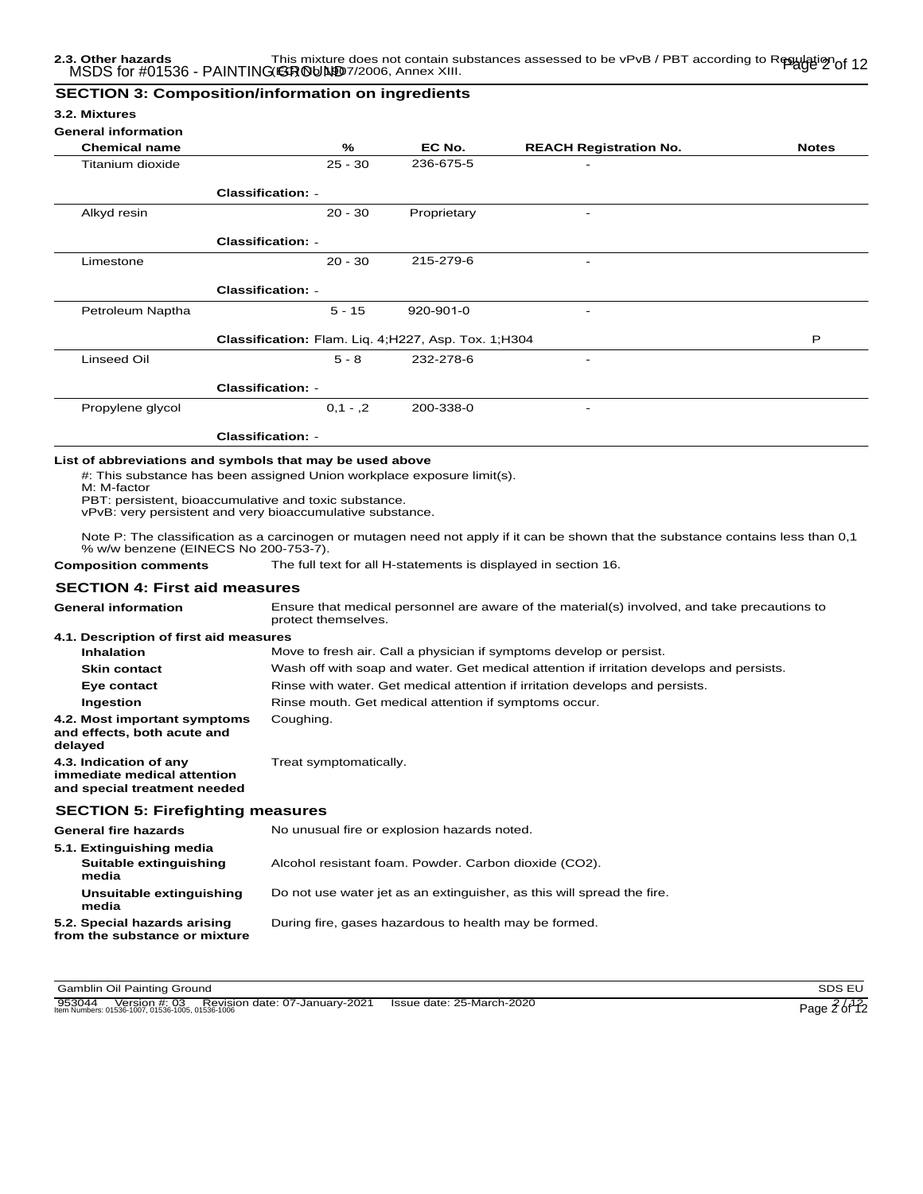**2.3. Other hazards** This mixture does not contain substances assessed to be vPvB / PBT according to Regulation (EC) No 1907/2006, Annex XIII.

## SECTION 3: Composition/information on ingredients

### 3.2. Mixtures

**General information**

| Chemical name | % | EC No. | REACH Registration No. | Notes |
|---|---|---|---|---|
| Titanium dioxide | 25 - 30 | 236-675-5 | - | |
| **Classification:** - | | | | |
| Alkyd resin | 20 - 30 | Proprietary | - | |
| **Classification:** - | | | | |
| Limestone | 20 - 30 | 215-279-6 | - | |
| **Classification:** - | | | | |
| Petroleum Naptha | 5 - 15 | 920-901-0 | - | |
| **Classification:** Flam. Liq. 4;H227, Asp. Tox. 1;H304 | | | | P |
| Linseed Oil | 5 - 8 | 232-278-6 | - | |
| **Classification:** - | | | | |
| Propylene glycol | 0,1 - ,2 | 200-338-0 | - | |
| **Classification:** - | | | | |

**List of abbreviations and symbols that may be used above**

#: This substance has been assigned Union workplace exposure limit(s).
M: M-factor
PBT: persistent, bioaccumulative and toxic substance.
vPvB: very persistent and very bioaccumulative substance.

Note P: The classification as a carcinogen or mutagen need not apply if it can be shown that the substance contains less than 0,1 % w/w benzene (EINECS No 200-753-7).

**Composition comments** The full text for all H-statements is displayed in section 16.

## SECTION 4: First aid measures

**General information** Ensure that medical personnel are aware of the material(s) involved, and take precautions to protect themselves.

**4.1. Description of first aid measures**

- **Inhalation** Move to fresh air. Call a physician if symptoms develop or persist.
- **Skin contact** Wash off with soap and water. Get medical attention if irritation develops and persists.
- **Eye contact** Rinse with water. Get medical attention if irritation develops and persists.
- **Ingestion** Rinse mouth. Get medical attention if symptoms occur.

**4.2. Most important symptoms and effects, both acute and delayed** Coughing.

**4.3. Indication of any immediate medical attention and special treatment needed** Treat symptomatically.

## SECTION 5: Firefighting measures

**General fire hazards** No unusual fire or explosion hazards noted.

**5.1. Extinguishing media**

- **Suitable extinguishing media** Alcohol resistant foam. Powder. Carbon dioxide ($CO_2$).
- **Unsuitable extinguishing media** Do not use water jet as an extinguisher, as this will spread the fire.

**5.2. Special hazards arising from the substance or mixture** During fire, gases hazardous to health may be formed.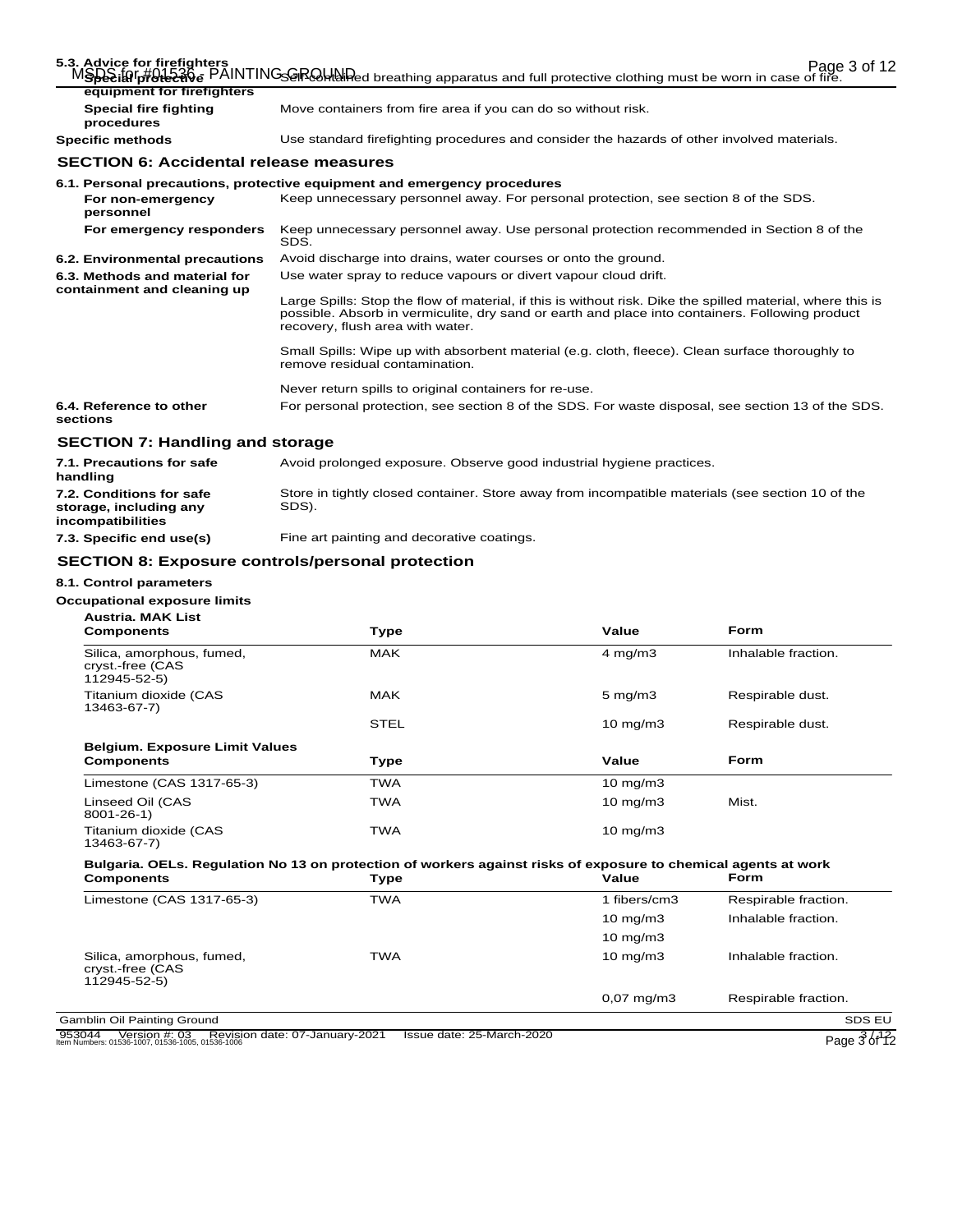**5.3. Advice for firefighters**

| | |
|---|---|
| **Special protective equipment for firefighters** | Self-contained breathing apparatus and full protective clothing must be worn in case of fire. |
| **Special fire fighting procedures** | Move containers from fire area if you can do so without risk. |
| **Specific methods** | Use standard firefighting procedures and consider the hazards of other involved materials. |

## SECTION 6: Accidental release measures

**6.1. Personal precautions, protective equipment and emergency procedures**

| | |
|---|---|
| **For non-emergency personnel** | Keep unnecessary personnel away. For personal protection, see section 8 of the SDS. |
| **For emergency responders** | Keep unnecessary personnel away. Use personal protection recommended in Section 8 of the SDS. |
| **6.2. Environmental precautions** | Avoid discharge into drains, water courses or onto the ground. |
| **6.3. Methods and material for containment and cleaning up** | Use water spray to reduce vapours or divert vapour cloud drift. |

Large Spills: Stop the flow of material, if this is without risk. Dike the spilled material, where this is possible. Absorb in vermiculite, dry sand or earth and place into containers. Following product recovery, flush area with water.

Small Spills: Wipe up with absorbent material (e.g. cloth, fleece). Clean surface thoroughly to remove residual contamination.

Never return spills to original containers for re-use.

| | |
|---|---|
| **6.4. Reference to other sections** | For personal protection, see section 8 of the SDS. For waste disposal, see section 13 of the SDS. |

## SECTION 7: Handling and storage

| | |
|---|---|
| **7.1. Precautions for safe handling** | Avoid prolonged exposure. Observe good industrial hygiene practices. |
| **7.2. Conditions for safe storage, including any incompatibilities** | Store in tightly closed container. Store away from incompatible materials (see section 10 of the SDS). |
| **7.3. Specific end use(s)** | Fine art painting and decorative coatings. |

## SECTION 8: Exposure controls/personal protection

**8.1. Control parameters**

**Occupational exposure limits**

**Austria. MAK List**

| Components | Type | Value | Form |
|---|---|---|---|
| Silica, amorphous, fumed, cryst.-free (CAS 112945-52-5) | MAK | 4 mg/m3 | Inhalable fraction. |
| Titanium dioxide (CAS 13463-67-7) | MAK | 5 mg/m3 | Respirable dust. |
| | STEL | 10 mg/m3 | Respirable dust. |

**Belgium. Exposure Limit Values**

| Components | Type | Value | Form |
|---|---|---|---|
| Limestone (CAS 1317-65-3) | TWA | 10 mg/m3 | |
| Linseed Oil (CAS 8001-26-1) | TWA | 10 mg/m3 | Mist. |
| Titanium dioxide (CAS 13463-67-7) | TWA | 10 mg/m3 | |

**Bulgaria. OELs. Regulation No 13 on protection of workers against risks of exposure to chemical agents at work**

| Components | Type | Value | Form |
|---|---|---|---|
| Limestone (CAS 1317-65-3) | TWA | 1 fibers/cm3 | Respirable fraction. |
| | | 10 mg/m3 | Inhalable fraction. |
| | | 10 mg/m3 | |
| Silica, amorphous, fumed, cryst.-free (CAS 112945-52-5) | TWA | 10 mg/m3 | Inhalable fraction. |
| | | 0,07 mg/m3 | Respirable fraction. |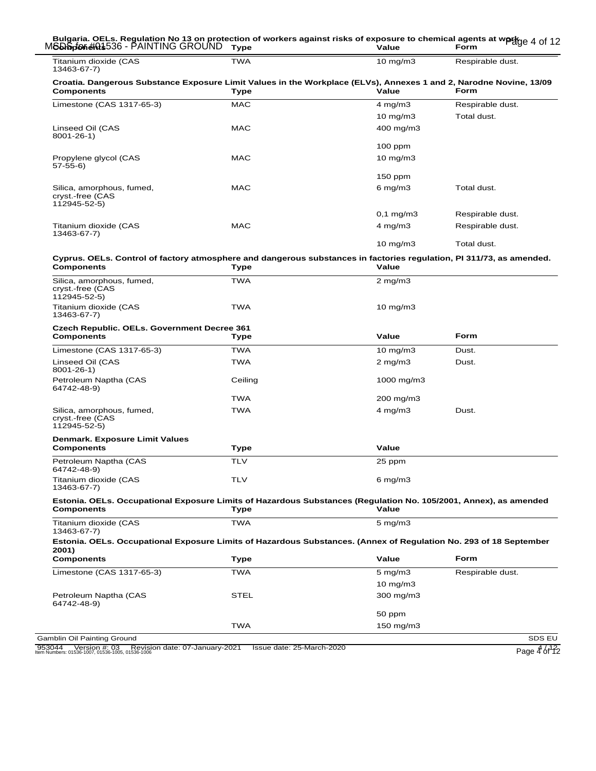**Bulgaria. OELs. Regulation No 13 on protection of workers against risks of exposure to chemical agents at work**

| Components | Type | Value | Form |
|---|---|---|---|
| Titanium dioxide (CAS 13463-67-7) | TWA | 10 mg/m3 | Respirable dust. |

**Croatia. Dangerous Substance Exposure Limit Values in the Workplace (ELVs), Annexes 1 and 2, Narodne Novine, 13/09**

| Components | Type | Value | Form |
|---|---|---|---|
| Limestone (CAS 1317-65-3) | MAC | 4 mg/m3 | Respirable dust. |
| | | 10 mg/m3 | Total dust. |
| Linseed Oil (CAS 8001-26-1) | MAC | 400 mg/m3 | |
| | | 100 ppm | |
| Propylene glycol (CAS 57-55-6) | MAC | 10 mg/m3 | |
| | | 150 ppm | |
| Silica, amorphous, fumed, cryst.-free (CAS 112945-52-5) | MAC | 6 mg/m3 | Total dust. |
| | | 0,1 mg/m3 | Respirable dust. |
| Titanium dioxide (CAS 13463-67-7) | MAC | 4 mg/m3 | Respirable dust. |
| | | 10 mg/m3 | Total dust. |

**Cyprus. OELs. Control of factory atmosphere and dangerous substances in factories regulation, PI 311/73, as amended.**

| Components | Type | Value |
|---|---|---|
| Silica, amorphous, fumed, cryst.-free (CAS 112945-52-5) | TWA | 2 mg/m3 |
| Titanium dioxide (CAS 13463-67-7) | TWA | 10 mg/m3 |

**Czech Republic. OELs. Government Decree 361**

| Components | Type | Value | Form |
|---|---|---|---|
| Limestone (CAS 1317-65-3) | TWA | 10 mg/m3 | Dust. |
| Linseed Oil (CAS 8001-26-1) | TWA | 2 mg/m3 | Dust. |
| Petroleum Naptha (CAS 64742-48-9) | Ceiling | 1000 mg/m3 | |
| | TWA | 200 mg/m3 | |
| Silica, amorphous, fumed, cryst.-free (CAS 112945-52-5) | TWA | 4 mg/m3 | Dust. |

**Denmark. Exposure Limit Values**

| Components | Type | Value |
|---|---|---|
| Petroleum Naptha (CAS 64742-48-9) | TLV | 25 ppm |
| Titanium dioxide (CAS 13463-67-7) | TLV | 6 mg/m3 |

**Estonia. OELs. Occupational Exposure Limits of Hazardous Substances (Regulation No. 105/2001, Annex), as amended**

| Components | Type | Value |
|---|---|---|
| Titanium dioxide (CAS 13463-67-7) | TWA | 5 mg/m3 |

**Estonia. OELs. Occupational Exposure Limits of Hazardous Substances. (Annex of Regulation No. 293 of 18 September 2001)**

| Components | Type | Value | Form |
|---|---|---|---|
| Limestone (CAS 1317-65-3) | TWA | 5 mg/m3 | Respirable dust. |
| | | 10 mg/m3 | |
| Petroleum Naptha (CAS 64742-48-9) | STEL | 300 mg/m3 | |
| | | 50 ppm | |
| | TWA | 150 mg/m3 | |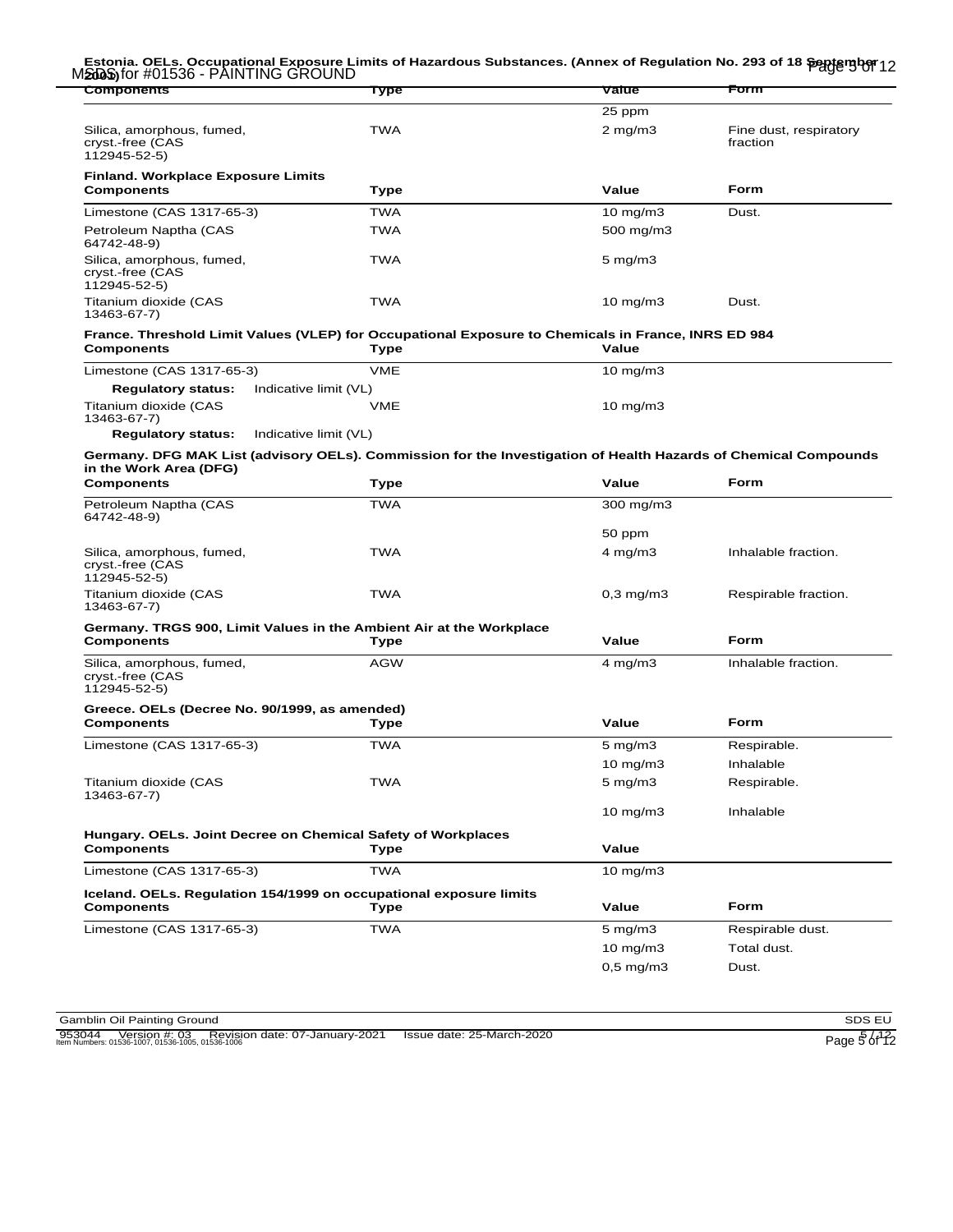**Estonia. OELs. Occupational Exposure Limits of Hazardous Substances. (Annex of Regulation No. 293 of 18 September 2001)**

| Components | Type | Value | Form |
|---|---|---|---|
| | | 25 ppm | |
| Silica, amorphous, fumed, cryst.-free (CAS 112945-52-5) | TWA | 2 mg/m3 | Fine dust, respiratory fraction |

**Finland. Workplace Exposure Limits**

| Components | Type | Value | Form |
|---|---|---|---|
| Limestone (CAS 1317-65-3) | TWA | 10 mg/m3 | Dust. |
| Petroleum Naptha (CAS 64742-48-9) | TWA | 500 mg/m3 | |
| Silica, amorphous, fumed, cryst.-free (CAS 112945-52-5) | TWA | 5 mg/m3 | |
| Titanium dioxide (CAS 13463-67-7) | TWA | 10 mg/m3 | Dust. |

**France. Threshold Limit Values (VLEP) for Occupational Exposure to Chemicals in France, INRS ED 984**

| Components | Type | Value |
|---|---|---|
| Limestone (CAS 1317-65-3) | VME | 10 mg/m3 |
| **Regulatory status:** Indicative limit (VL) | | |
| Titanium dioxide (CAS 13463-67-7) | VME | 10 mg/m3 |
| **Regulatory status:** Indicative limit (VL) | | |

**Germany. DFG MAK List (advisory OELs). Commission for the Investigation of Health Hazards of Chemical Compounds in the Work Area (DFG)**

| Components | Type | Value | Form |
|---|---|---|---|
| Petroleum Naptha (CAS 64742-48-9) | TWA | 300 mg/m3 | |
| | | 50 ppm | |
| Silica, amorphous, fumed, cryst.-free (CAS 112945-52-5) | TWA | 4 mg/m3 | Inhalable fraction. |
| Titanium dioxide (CAS 13463-67-7) | TWA | 0,3 mg/m3 | Respirable fraction. |

**Germany. TRGS 900, Limit Values in the Ambient Air at the Workplace**

| Components | Type | Value | Form |
|---|---|---|---|
| Silica, amorphous, fumed, cryst.-free (CAS 112945-52-5) | AGW | 4 mg/m3 | Inhalable fraction. |

**Greece. OELs (Decree No. 90/1999, as amended)**

| Components | Type | Value | Form |
|---|---|---|---|
| Limestone (CAS 1317-65-3) | TWA | 5 mg/m3 | Respirable. |
| | | 10 mg/m3 | Inhalable |
| Titanium dioxide (CAS 13463-67-7) | TWA | 5 mg/m3 | Respirable. |
| | | 10 mg/m3 | Inhalable |

**Hungary. OELs. Joint Decree on Chemical Safety of Workplaces**

| Components | Type | Value |
|---|---|---|
| Limestone (CAS 1317-65-3) | TWA | 10 mg/m3 |

**Iceland. OELs. Regulation 154/1999 on occupational exposure limits**

| Components | Type | Value | Form |
|---|---|---|---|
| Limestone (CAS 1317-65-3) | TWA | 5 mg/m3 | Respirable dust. |
| | | 10 mg/m3 | Total dust. |
| | | 0,5 mg/m3 | Dust. |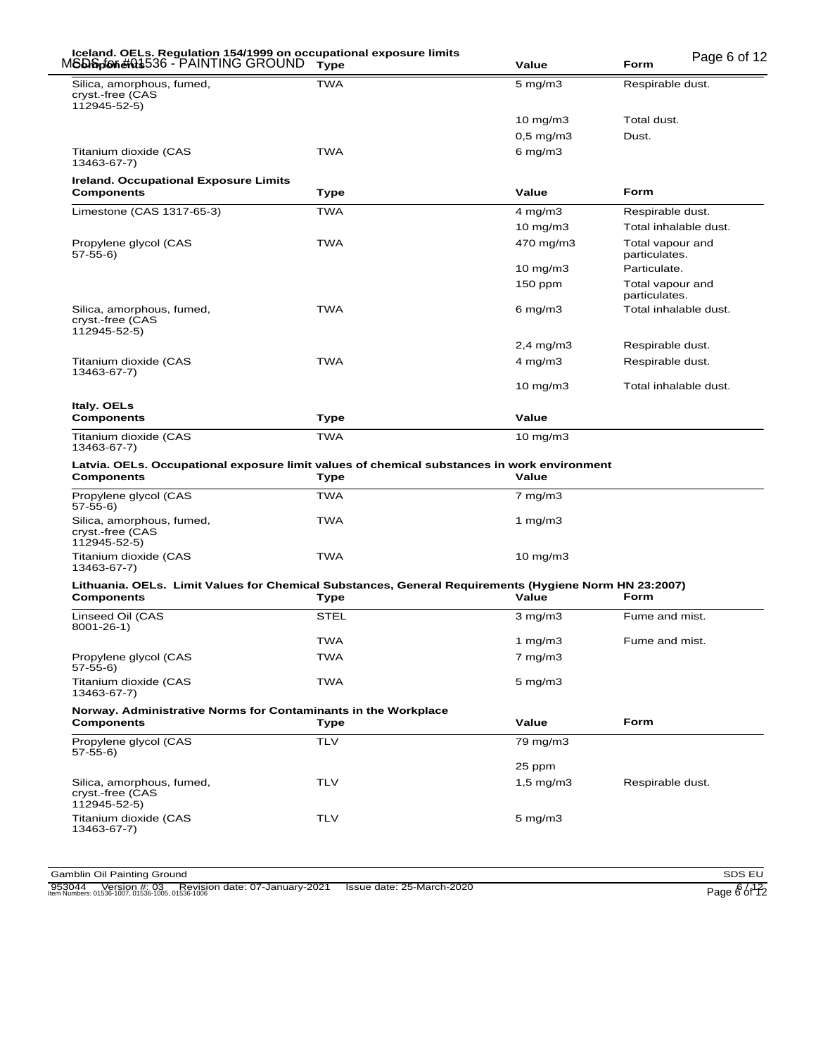**Iceland. OELs. Regulation 154/1999 on occupational exposure limits**

| Components | Type | Value | Form |
|---|---|---|---|
| Silica, amorphous, fumed, cryst.-free (CAS 112945-52-5) | TWA | 5 mg/m3 | Respirable dust. |
| | | 10 mg/m3 | Total dust. |
| | | 0,5 mg/m3 | Dust. |
| Titanium dioxide (CAS 13463-67-7) | TWA | 6 mg/m3 | |

**Ireland. Occupational Exposure Limits**

| Components | Type | Value | Form |
|---|---|---|---|
| Limestone (CAS 1317-65-3) | TWA | 4 mg/m3 | Respirable dust. |
| | | 10 mg/m3 | Total inhalable dust. |
| Propylene glycol (CAS 57-55-6) | TWA | 470 mg/m3 | Total vapour and particulates. |
| | | 10 mg/m3 | Particulate. |
| | | 150 ppm | Total vapour and particulates. |
| Silica, amorphous, fumed, cryst.-free (CAS 112945-52-5) | TWA | 6 mg/m3 | Total inhalable dust. |
| | | 2,4 mg/m3 | Respirable dust. |
| Titanium dioxide (CAS 13463-67-7) | TWA | 4 mg/m3 | Respirable dust. |
| | | 10 mg/m3 | Total inhalable dust. |

**Italy. OELs**

| Components | Type | Value |
|---|---|---|
| Titanium dioxide (CAS 13463-67-7) | TWA | 10 mg/m3 |

**Latvia. OELs. Occupational exposure limit values of chemical substances in work environment**

| Components | Type | Value |
|---|---|---|
| Propylene glycol (CAS 57-55-6) | TWA | 7 mg/m3 |
| Silica, amorphous, fumed, cryst.-free (CAS 112945-52-5) | TWA | 1 mg/m3 |
| Titanium dioxide (CAS 13463-67-7) | TWA | 10 mg/m3 |

**Lithuania. OELs. Limit Values for Chemical Substances, General Requirements (Hygiene Norm HN 23:2007)**

| Components | Type | Value | Form |
|---|---|---|---|
| Linseed Oil (CAS 8001-26-1) | STEL | 3 mg/m3 | Fume and mist. |
| | TWA | 1 mg/m3 | Fume and mist. |
| Propylene glycol (CAS 57-55-6) | TWA | 7 mg/m3 | |
| Titanium dioxide (CAS 13463-67-7) | TWA | 5 mg/m3 | |

**Norway. Administrative Norms for Contaminants in the Workplace**

| Components | Type | Value | Form |
|---|---|---|---|
| Propylene glycol (CAS 57-55-6) | TLV | 79 mg/m3 | |
| | | 25 ppm | |
| Silica, amorphous, fumed, cryst.-free (CAS 112945-52-5) | TLV | 1,5 mg/m3 | Respirable dust. |
| Titanium dioxide (CAS 13463-67-7) | TLV | 5 mg/m3 | |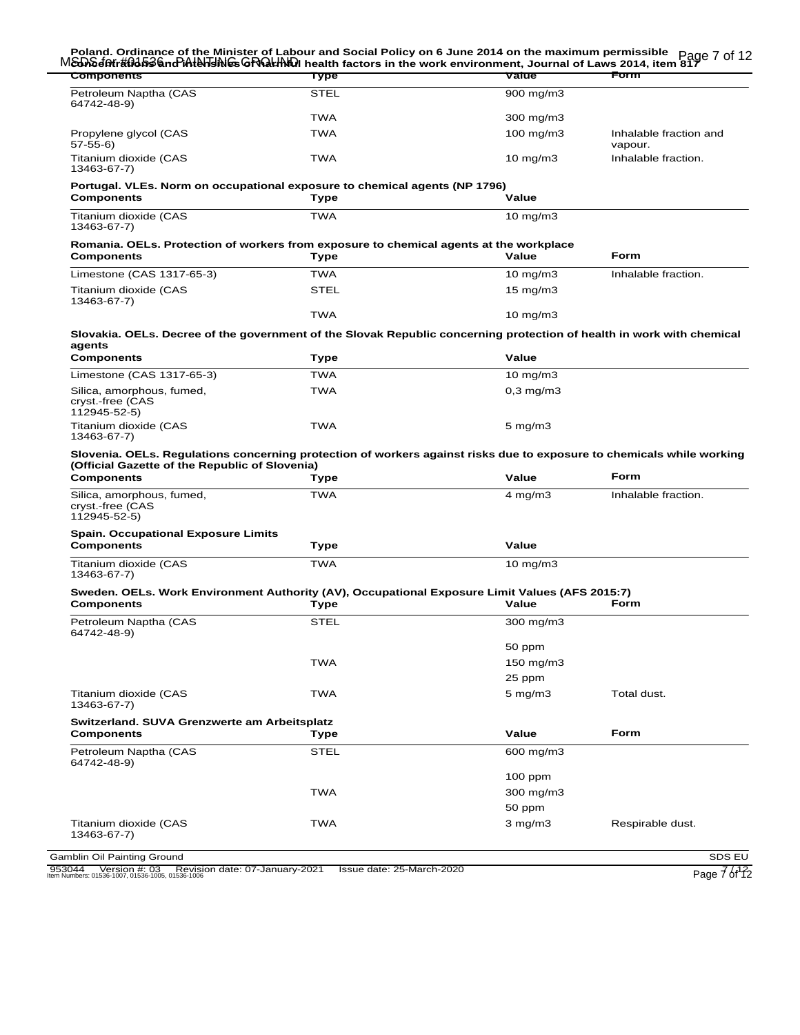**Poland. Ordinance of the Minister of Labour and Social Policy on 6 June 2014 on the maximum permissible concentrations and intensities of harmful health factors in the work environment, Journal of Laws 2014, item 817**

| Components | Type | Value | Form |
|---|---|---|---|
| Petroleum Naptha (CAS 64742-48-9) | STEL | 900 mg/m3 | |
| | TWA | 300 mg/m3 | |
| Propylene glycol (CAS 57-55-6) | TWA | 100 mg/m3 | Inhalable fraction and vapour. |
| Titanium dioxide (CAS 13463-67-7) | TWA | 10 mg/m3 | Inhalable fraction. |

**Portugal. VLEs. Norm on occupational exposure to chemical agents (NP 1796)**

| Components | Type | Value |
|---|---|---|
| Titanium dioxide (CAS 13463-67-7) | TWA | 10 mg/m3 |

**Romania. OELs. Protection of workers from exposure to chemical agents at the workplace**

| Components | Type | Value | Form |
|---|---|---|---|
| Limestone (CAS 1317-65-3) | TWA | 10 mg/m3 | Inhalable fraction. |
| Titanium dioxide (CAS 13463-67-7) | STEL | 15 mg/m3 | |
| | TWA | 10 mg/m3 | |

**Slovakia. OELs. Decree of the government of the Slovak Republic concerning protection of health in work with chemical agents**

| Components | Type | Value |
|---|---|---|
| Limestone (CAS 1317-65-3) | TWA | 10 mg/m3 |
| Silica, amorphous, fumed, cryst.-free (CAS 112945-52-5) | TWA | 0,3 mg/m3 |
| Titanium dioxide (CAS 13463-67-7) | TWA | 5 mg/m3 |

**Slovenia. OELs. Regulations concerning protection of workers against risks due to exposure to chemicals while working (Official Gazette of the Republic of Slovenia)**

| Components | Type | Value | Form |
|---|---|---|---|
| Silica, amorphous, fumed, cryst.-free (CAS 112945-52-5) | TWA | 4 mg/m3 | Inhalable fraction. |

**Spain. Occupational Exposure Limits**

| Components | Type | Value |
|---|---|---|
| Titanium dioxide (CAS 13463-67-7) | TWA | 10 mg/m3 |

**Sweden. OELs. Work Environment Authority (AV), Occupational Exposure Limit Values (AFS 2015:7)**

| Components | Type | Value | Form |
|---|---|---|---|
| Petroleum Naptha (CAS 64742-48-9) | STEL | 300 mg/m3 | |
| | | 50 ppm | |
| | TWA | 150 mg/m3 | |
| | | 25 ppm | |
| Titanium dioxide (CAS 13463-67-7) | TWA | 5 mg/m3 | Total dust. |

**Switzerland. SUVA Grenzwerte am Arbeitsplatz**

| Components | Type | Value | Form |
|---|---|---|---|
| Petroleum Naptha (CAS 64742-48-9) | STEL | 600 mg/m3 | |
| | | 100 ppm | |
| | TWA | 300 mg/m3 | |
| | | 50 ppm | |
| Titanium dioxide (CAS 13463-67-7) | TWA | 3 mg/m3 | Respirable dust. |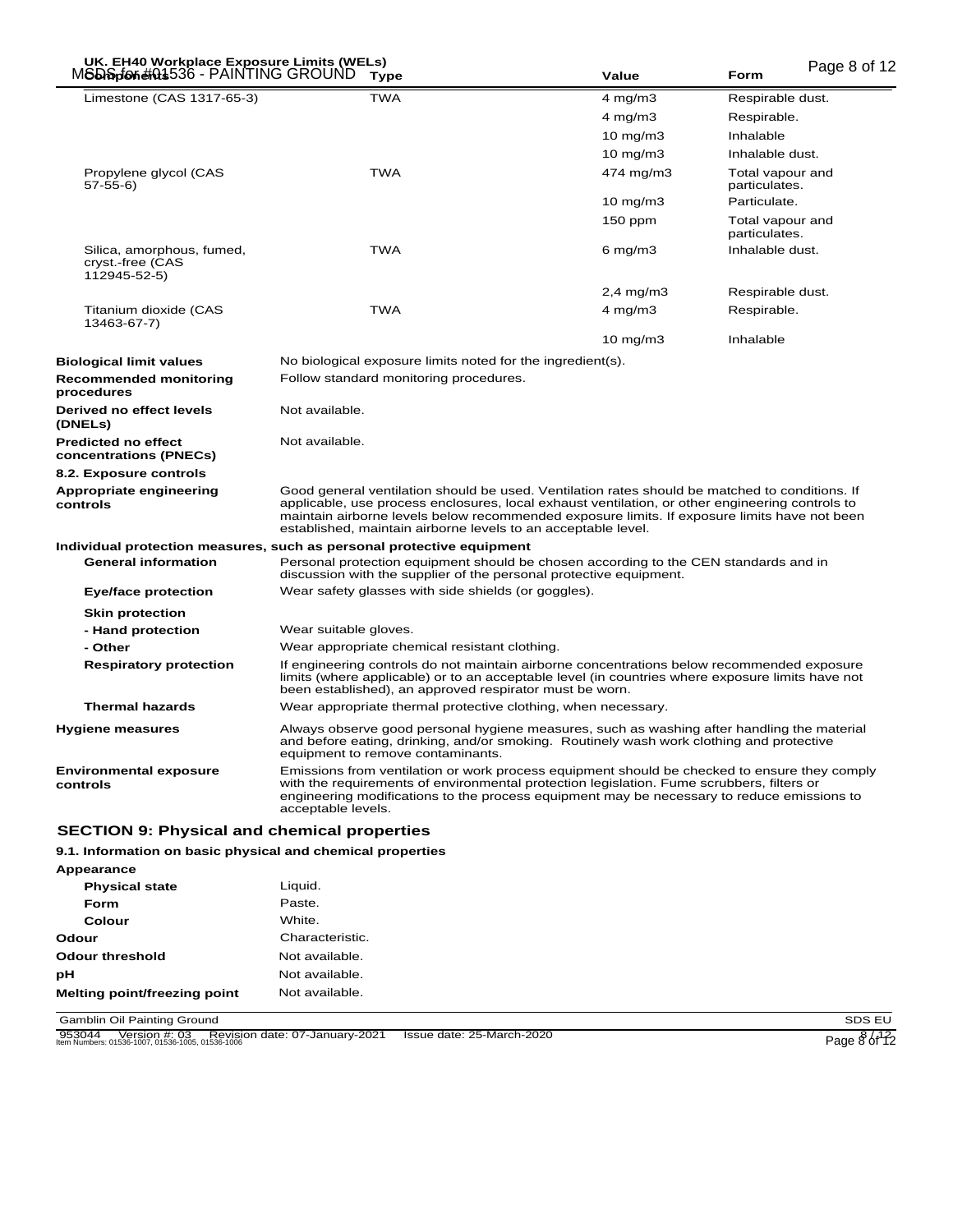**UK. EH40 Workplace Exposure Limits (WELs)**

| Components | Type | Value | Form |
|---|---|---|---|
| Limestone (CAS 1317-65-3) | TWA | 4 mg/m3 | Respirable dust. |
| | | 4 mg/m3 | Respirable. |
| | | 10 mg/m3 | Inhalable |
| | | 10 mg/m3 | Inhalable dust. |
| Propylene glycol (CAS 57-55-6) | TWA | 474 mg/m3 | Total vapour and particulates. |
| | | 10 mg/m3 | Particulate. |
| | | 150 ppm | Total vapour and particulates. |
| Silica, amorphous, fumed, cryst.-free (CAS 112945-52-5) | TWA | 6 mg/m3 | Inhalable dust. |
| | | 2,4 mg/m3 | Respirable dust. |
| Titanium dioxide (CAS 13463-67-7) | TWA | 4 mg/m3 | Respirable. |
| | | 10 mg/m3 | Inhalable |

**Biological limit values** No biological exposure limits noted for the ingredient(s).

**Recommended monitoring procedures** Follow standard monitoring procedures.

**Derived no effect levels (DNELs)** Not available.

**Predicted no effect concentrations (PNECs)** Not available.

**8.2. Exposure controls**

**Appropriate engineering controls** Good general ventilation should be used. Ventilation rates should be matched to conditions. If applicable, use process enclosures, local exhaust ventilation, or other engineering controls to maintain airborne levels below recommended exposure limits. If exposure limits have not been established, maintain airborne levels to an acceptable level.

**Individual protection measures, such as personal protective equipment**

**General information** Personal protection equipment should be chosen according to the CEN standards and in discussion with the supplier of the personal protective equipment.

**Eye/face protection** Wear safety glasses with side shields (or goggles).

**Skin protection**

**- Hand protection** Wear suitable gloves.

**- Other** Wear appropriate chemical resistant clothing.

**Respiratory protection** If engineering controls do not maintain airborne concentrations below recommended exposure limits (where applicable) or to an acceptable level (in countries where exposure limits have not been established), an approved respirator must be worn.

**Thermal hazards** Wear appropriate thermal protective clothing, when necessary.

**Hygiene measures** Always observe good personal hygiene measures, such as washing after handling the material and before eating, drinking, and/or smoking. Routinely wash work clothing and protective equipment to remove contaminants.

**Environmental exposure controls** Emissions from ventilation or work process equipment should be checked to ensure they comply with the requirements of environmental protection legislation. Fume scrubbers, filters or engineering modifications to the process equipment may be necessary to reduce emissions to acceptable levels.

## SECTION 9: Physical and chemical properties

### 9.1. Information on basic physical and chemical properties

**Appearance**

| | |
|---|---|
| **Physical state** | Liquid. |
| **Form** | Paste. |
| **Colour** | White. |
| **Odour** | Characteristic. |
| **Odour threshold** | Not available. |
| **pH** | Not available. |
| **Melting point/freezing point** | Not available. |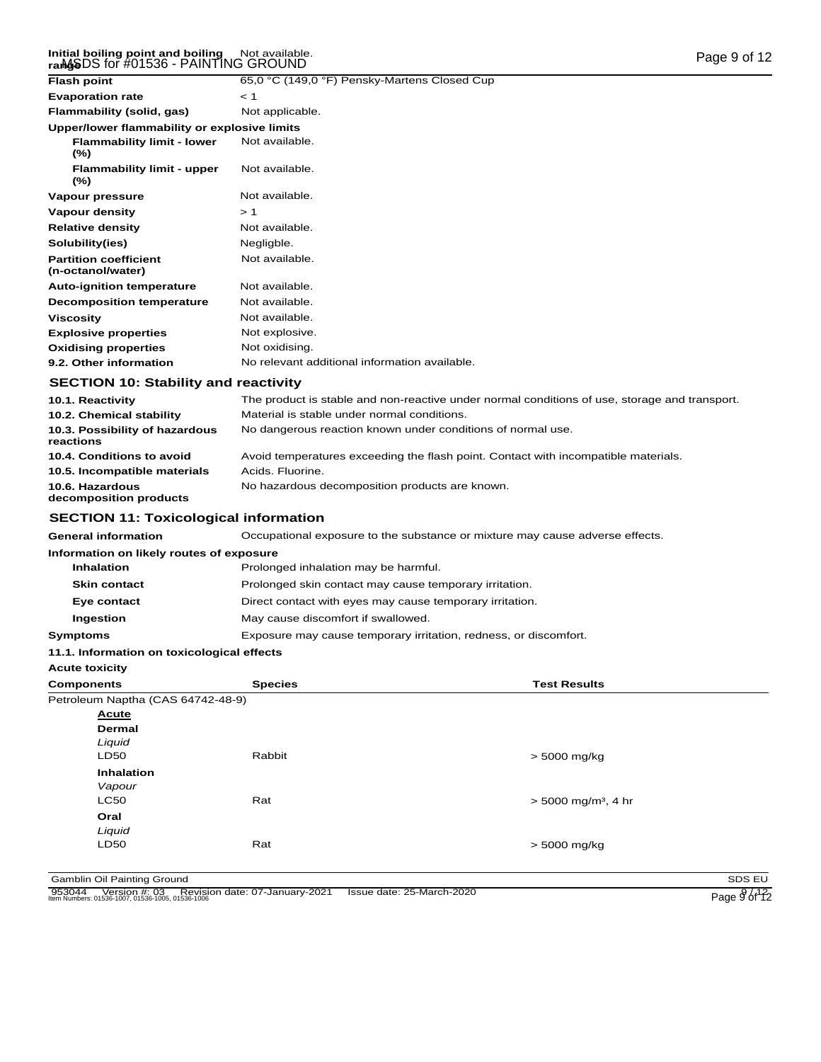| | |
|---|---|
| **Initial boiling point and boiling range** | Not available. |
| **Flash point** | 65,0 °C (149,0 °F) Pensky-Martens Closed Cup |
| **Evaporation rate** | < 1 |
| **Flammability (solid, gas)** | Not applicable. |
| **Upper/lower flammability or explosive limits** | |
| **Flammability limit - lower (%)** | Not available. |
| **Flammability limit - upper (%)** | Not available. |
| **Vapour pressure** | Not available. |
| **Vapour density** | > 1 |
| **Relative density** | Not available. |
| **Solubility(ies)** | Negligble. |
| **Partition coefficient (n-octanol/water)** | Not available. |
| **Auto-ignition temperature** | Not available. |
| **Decomposition temperature** | Not available. |
| **Viscosity** | Not available. |
| **Explosive properties** | Not explosive. |
| **Oxidising properties** | Not oxidising. |
| **9.2. Other information** | No relevant additional information available. |

## SECTION 10: Stability and reactivity

| | |
|---|---|
| **10.1. Reactivity** | The product is stable and non-reactive under normal conditions of use, storage and transport. |
| **10.2. Chemical stability** | Material is stable under normal conditions. |
| **10.3. Possibility of hazardous reactions** | No dangerous reaction known under conditions of normal use. |
| **10.4. Conditions to avoid** | Avoid temperatures exceeding the flash point. Contact with incompatible materials. |
| **10.5. Incompatible materials** | Acids. Fluorine. |
| **10.6. Hazardous decomposition products** | No hazardous decomposition products are known. |

## SECTION 11: Toxicological information

| | |
|---|---|
| **General information** | Occupational exposure to the substance or mixture may cause adverse effects. |
| **Information on likely routes of exposure** | |
| **Inhalation** | Prolonged inhalation may be harmful. |
| **Skin contact** | Prolonged skin contact may cause temporary irritation. |
| **Eye contact** | Direct contact with eyes may cause temporary irritation. |
| **Ingestion** | May cause discomfort if swallowed. |
| **Symptoms** | Exposure may cause temporary irritation, redness, or discomfort. |

**11.1. Information on toxicological effects**

**Acute toxicity**

| Components | Species | Test Results |
|---|---|---|
| Petroleum Naptha (CAS 64742-48-9) | | |
| **Acute** | | |
| **Dermal** | | |
| *Liquid* | | |
| LD50 | Rabbit | > 5000 mg/kg |
| **Inhalation** | | |
| *Vapour* | | |
| LC50 | Rat | > 5000 mg/m³, 4 hr |
| **Oral** | | |
| *Liquid* | | |
| LD50 | Rat | > 5000 mg/kg |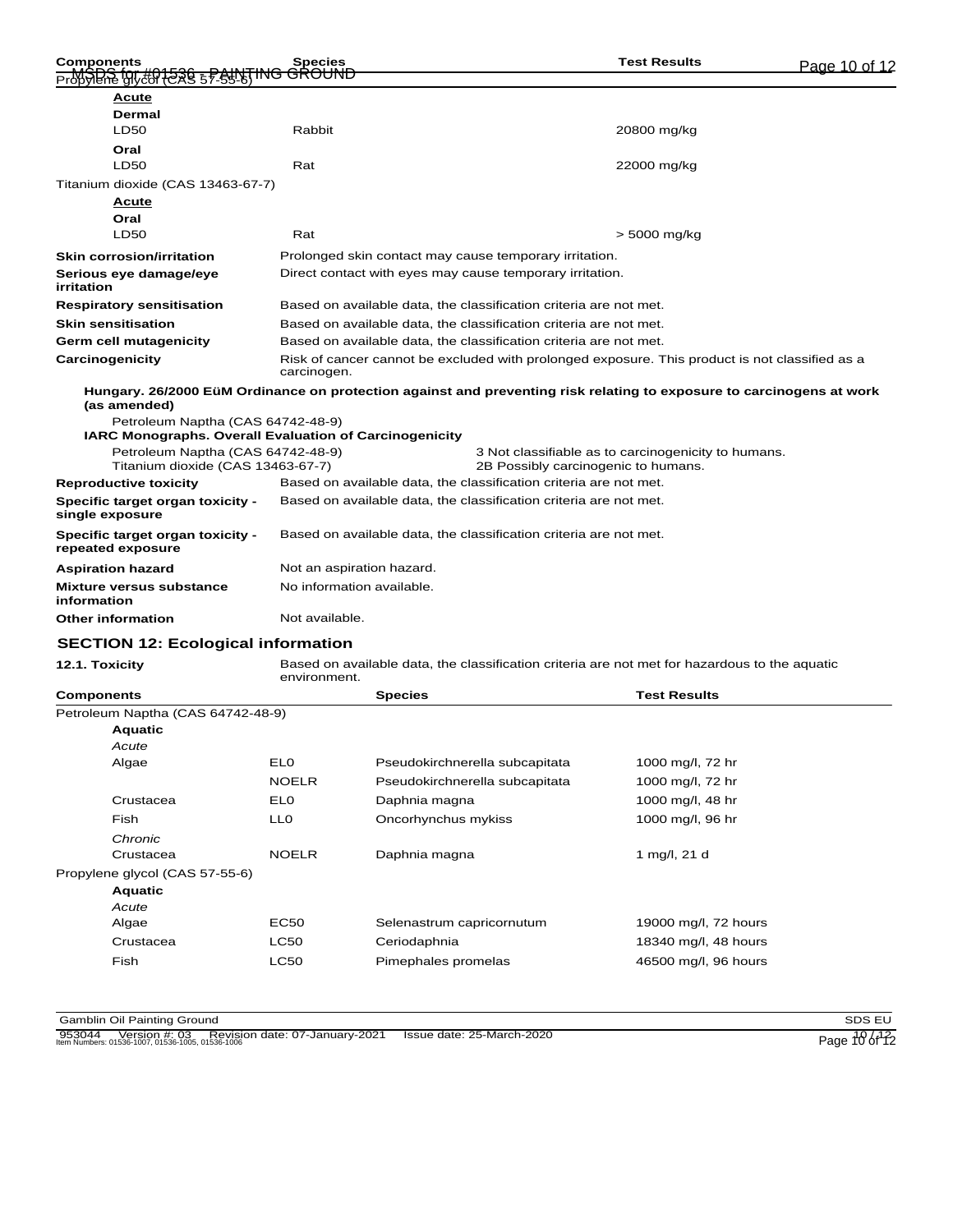| Components | Species | Test Results |
|---|---|---|
| Propylene glycol (CAS 57-55-6) | | |
| **Acute** | | |
| **Dermal** | | |
| LD50 | Rabbit | 20800 mg/kg |
| **Oral** | | |
| LD50 | Rat | 22000 mg/kg |
| Titanium dioxide (CAS 13463-67-7) | | |
| **Acute** | | |
| **Oral** | | |
| LD50 | Rat | > 5000 mg/kg |

**Skin corrosion/irritation** Prolonged skin contact may cause temporary irritation.

**Serious eye damage/eye irritation** Direct contact with eyes may cause temporary irritation.

**Respiratory sensitisation** Based on available data, the classification criteria are not met.

**Skin sensitisation** Based on available data, the classification criteria are not met.

**Germ cell mutagenicity** Based on available data, the classification criteria are not met.

**Carcinogenicity** Risk of cancer cannot be excluded with prolonged exposure. This product is not classified as a carcinogen.

**Hungary. 26/2000 EüM Ordinance on protection against and preventing risk relating to exposure to carcinogens at work (as amended)**

Petroleum Naptha (CAS 64742-48-9)

**IARC Monographs. Overall Evaluation of Carcinogenicity**

| | |
|---|---|
| Petroleum Naptha (CAS 64742-48-9) | 3 Not classifiable as to carcinogenicity to humans. |
| Titanium dioxide (CAS 13463-67-7) | 2B Possibly carcinogenic to humans. |

**Reproductive toxicity** Based on available data, the classification criteria are not met.

**Specific target organ toxicity - single exposure** Based on available data, the classification criteria are not met.

**Specific target organ toxicity - repeated exposure** Based on available data, the classification criteria are not met.

**Aspiration hazard** Not an aspiration hazard.

**Mixture versus substance information** No information available.

**Other information** Not available.

## SECTION 12: Ecological information

**12.1. Toxicity** Based on available data, the classification criteria are not met for hazardous to the aquatic environment.

| Components | | Species | Test Results |
|---|---|---|---|
| Petroleum Naptha (CAS 64742-48-9) | | | |
| **Aquatic** | | | |
| *Acute* | | | |
| Algae | EL0 | Pseudokirchnerella subcapitata | 1000 mg/l, 72 hr |
| | NOELR | Pseudokirchnerella subcapitata | 1000 mg/l, 72 hr |
| Crustacea | EL0 | Daphnia magna | 1000 mg/l, 48 hr |
| Fish | LL0 | Oncorhynchus mykiss | 1000 mg/l, 96 hr |
| *Chronic* | | | |
| Crustacea | NOELR | Daphnia magna | 1 mg/l, 21 d |
| Propylene glycol (CAS 57-55-6) | | | |
| **Aquatic** | | | |
| *Acute* | | | |
| Algae | EC50 | Selenastrum capricornutum | 19000 mg/l, 72 hours |
| Crustacea | LC50 | Ceriodaphnia | 18340 mg/l, 48 hours |
| Fish | LC50 | Pimephales promelas | 46500 mg/l, 96 hours |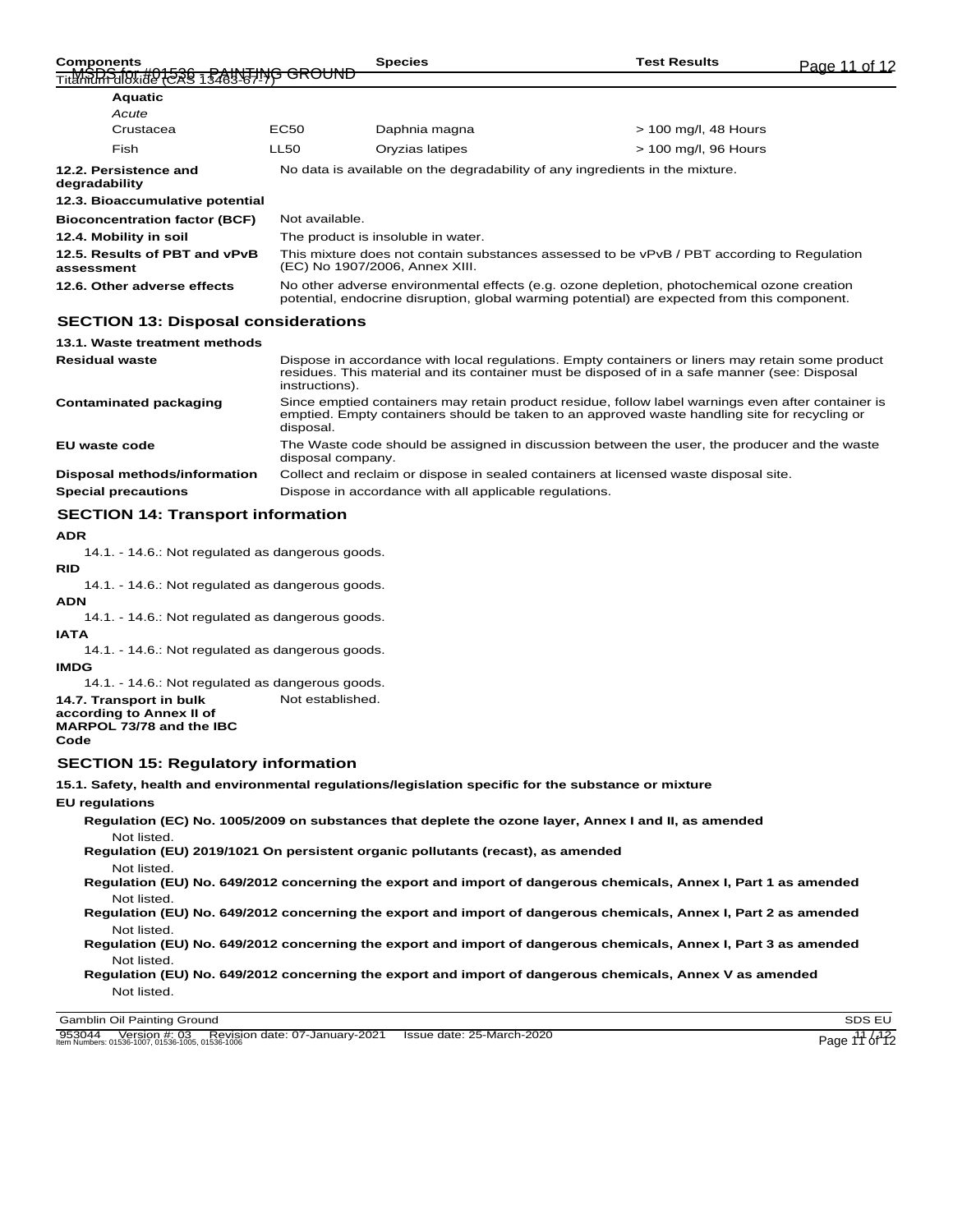| Components | | Species | Test Results |
|---|---|---|---|
| Titanium dioxide (CAS 13463-67-7) | | | |
| **Aquatic** | | | |
| *Acute* | | | |
| Crustacea | EC50 | Daphnia magna | > 100 mg/l, 48 Hours |
| Fish | LL50 | Oryzias latipes | > 100 mg/l, 96 Hours |

| | |
|---|---|
| **12.2. Persistence and degradability** | No data is available on the degradability of any ingredients in the mixture. |
| **12.3. Bioaccumulative potential** | |
| **Bioconcentration factor (BCF)** | Not available. |
| **12.4. Mobility in soil** | The product is insoluble in water. |
| **12.5. Results of PBT and vPvB assessment** | This mixture does not contain substances assessed to be vPvB / PBT according to Regulation (EC) No 1907/2006, Annex XIII. |
| **12.6. Other adverse effects** | No other adverse environmental effects (e.g. ozone depletion, photochemical ozone creation potential, endocrine disruption, global warming potential) are expected from this component. |

## SECTION 13: Disposal considerations

| | |
|---|---|
| **13.1. Waste treatment methods** | |
| **Residual waste** | Dispose in accordance with local regulations. Empty containers or liners may retain some product residues. This material and its container must be disposed of in a safe manner (see: Disposal instructions). |
| **Contaminated packaging** | Since emptied containers may retain product residue, follow label warnings even after container is emptied. Empty containers should be taken to an approved waste handling site for recycling or disposal. |
| **EU waste code** | The Waste code should be assigned in discussion between the user, the producer and the waste disposal company. |
| **Disposal methods/information** | Collect and reclaim or dispose in sealed containers at licensed waste disposal site. |
| **Special precautions** | Dispose in accordance with all applicable regulations. |

## SECTION 14: Transport information

**ADR**

14.1. - 14.6.: Not regulated as dangerous goods.

**RID**

14.1. - 14.6.: Not regulated as dangerous goods.

**ADN**

14.1. - 14.6.: Not regulated as dangerous goods.

**IATA**

14.1. - 14.6.: Not regulated as dangerous goods.

**IMDG**

14.1. - 14.6.: Not regulated as dangerous goods.

**14.7. Transport in bulk according to Annex II of MARPOL 73/78 and the IBC Code** Not established.

## SECTION 15: Regulatory information

**15.1. Safety, health and environmental regulations/legislation specific for the substance or mixture**

**EU regulations**

**Regulation (EC) No. 1005/2009 on substances that deplete the ozone layer, Annex I and II, as amended**

Not listed.

**Regulation (EU) 2019/1021 On persistent organic pollutants (recast), as amended**

Not listed.

**Regulation (EU) No. 649/2012 concerning the export and import of dangerous chemicals, Annex I, Part 1 as amended**

Not listed.

**Regulation (EU) No. 649/2012 concerning the export and import of dangerous chemicals, Annex I, Part 2 as amended**

Not listed.

**Regulation (EU) No. 649/2012 concerning the export and import of dangerous chemicals, Annex I, Part 3 as amended**

Not listed.

**Regulation (EU) No. 649/2012 concerning the export and import of dangerous chemicals, Annex V as amended**

Not listed.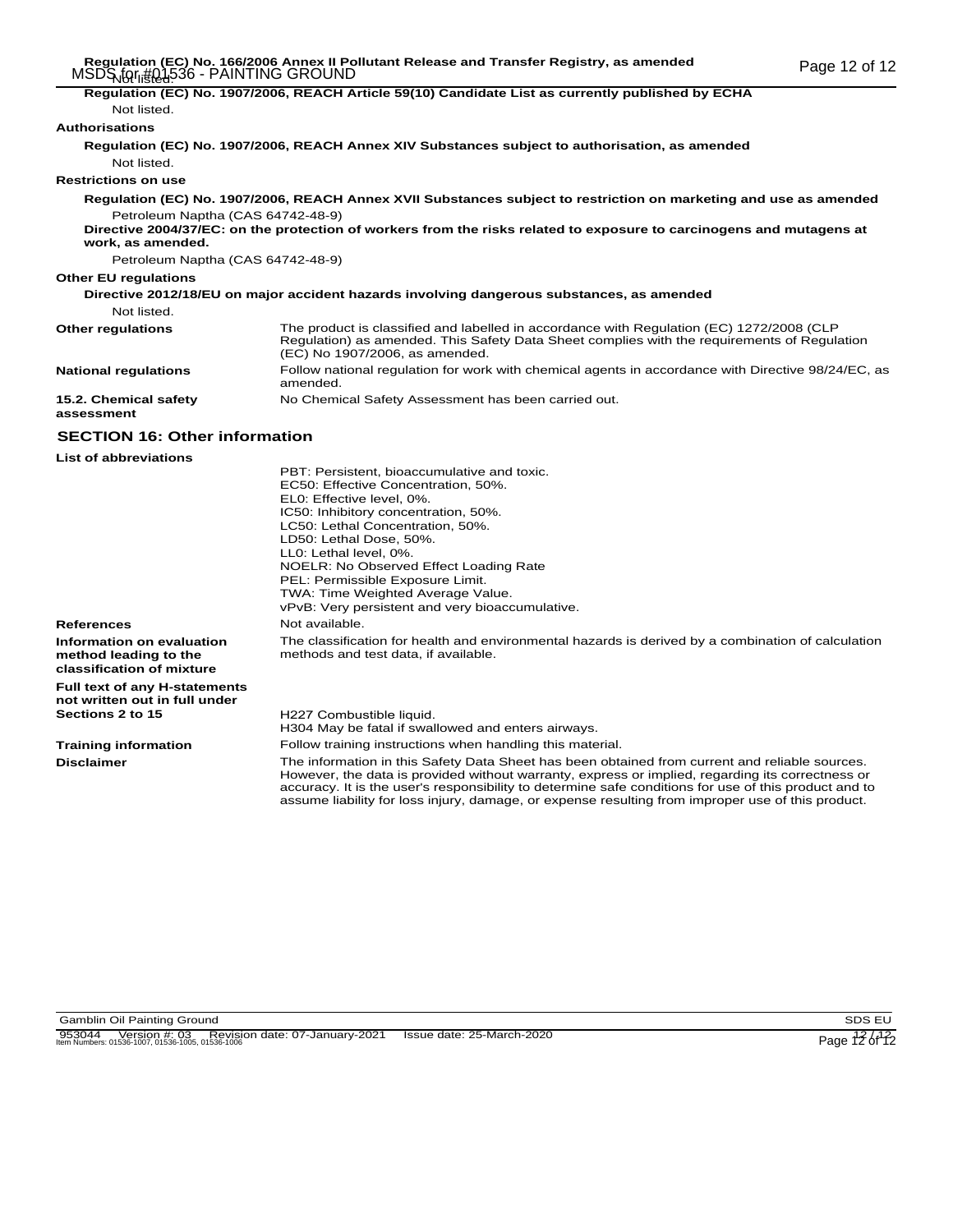**Regulation (EC) No. 166/2006 Annex II Pollutant Release and Transfer Registry, as amended**

Not listed.

**Regulation (EC) No. 1907/2006, REACH Article 59(10) Candidate List as currently published by ECHA**

Not listed.

**Authorisations**

**Regulation (EC) No. 1907/2006, REACH Annex XIV Substances subject to authorisation, as amended**

Not listed.

**Restrictions on use**

**Regulation (EC) No. 1907/2006, REACH Annex XVII Substances subject to restriction on marketing and use as amended**

Petroleum Naptha (CAS 64742-48-9)

**Directive 2004/37/EC: on the protection of workers from the risks related to exposure to carcinogens and mutagens at work, as amended.**

Petroleum Naptha (CAS 64742-48-9)

**Other EU regulations**

**Directive 2012/18/EU on major accident hazards involving dangerous substances, as amended**

Not listed.

**Other regulations**
The product is classified and labelled in accordance with Regulation (EC) 1272/2008 (CLP Regulation) as amended. This Safety Data Sheet complies with the requirements of Regulation (EC) No 1907/2006, as amended.

**National regulations**
Follow national regulation for work with chemical agents in accordance with Directive 98/24/EC, as amended.

**15.2. Chemical safety assessment**
No Chemical Safety Assessment has been carried out.

## SECTION 16: Other information

**List of abbreviations**

PBT: Persistent, bioaccumulative and toxic.
EC50: Effective Concentration, 50%.
EL0: Effective level, 0%.
IC50: Inhibitory concentration, 50%.
LC50: Lethal Concentration, 50%.
LD50: Lethal Dose, 50%.
LL0: Lethal level, 0%.
NOELR: No Observed Effect Loading Rate
PEL: Permissible Exposure Limit.
TWA: Time Weighted Average Value.
vPvB: Very persistent and very bioaccumulative.

**References**
Not available.

**Information on evaluation method leading to the classification of mixture**
The classification for health and environmental hazards is derived by a combination of calculation methods and test data, if available.

**Full text of any H-statements not written out in full under Sections 2 to 15**
H227 Combustible liquid.
H304 May be fatal if swallowed and enters airways.

**Training information**
Follow training instructions when handling this material.

**Disclaimer**
The information in this Safety Data Sheet has been obtained from current and reliable sources. However, the data is provided without warranty, express or implied, regarding its correctness or accuracy. It is the user's responsibility to determine safe conditions for use of this product and to assume liability for loss injury, damage, or expense resulting from improper use of this product.